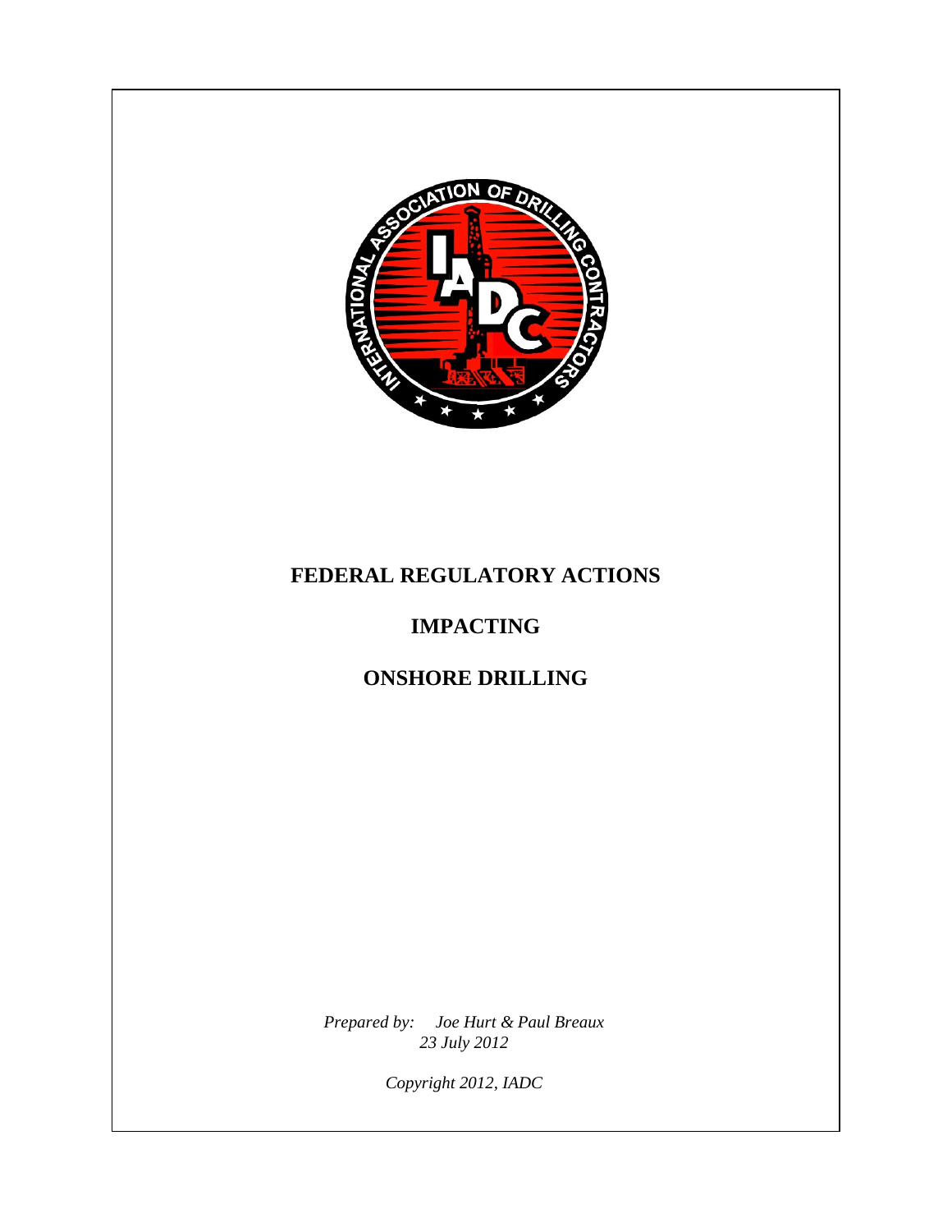# FEDERAL REGULATORY ACTIONS

# IMPACTING

# ONSHORE DRILLING

*Prepared by: Joe Hurt & Paul Breaux*
*23 July 2012*

*Copyright 2012, IADC*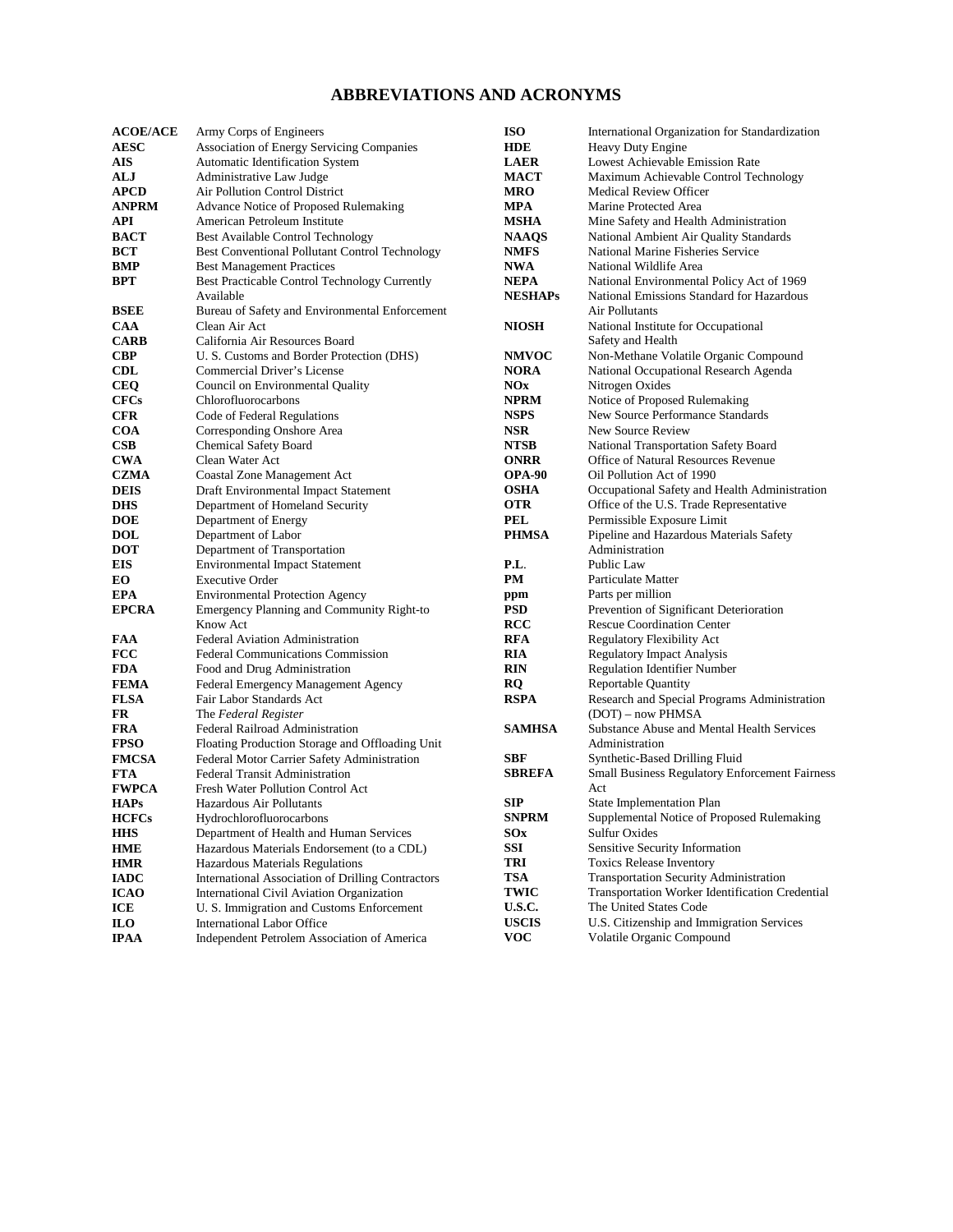# ABBREVIATIONS AND ACRONYMS

| | |
|---|---|
| **ACOE/ACE** | Army Corps of Engineers |
| **AESC** | Association of Energy Servicing Companies |
| **AIS** | Automatic Identification System |
| **ALJ** | Administrative Law Judge |
| **APCD** | Air Pollution Control District |
| **ANPRM** | Advance Notice of Proposed Rulemaking |
| **API** | American Petroleum Institute |
| **BACT** | Best Available Control Technology |
| **BCT** | Best Conventional Pollutant Control Technology |
| **BMP** | Best Management Practices |
| **BPT** | Best Practicable Control Technology Currently Available |
| **BSEE** | Bureau of Safety and Environmental Enforcement |
| **CAA** | Clean Air Act |
| **CARB** | California Air Resources Board |
| **CBP** | U. S. Customs and Border Protection (DHS) |
| **CDL** | Commercial Driver's License |
| **CEQ** | Council on Environmental Quality |
| **CFCs** | Chlorofluorocarbons |
| **CFR** | Code of Federal Regulations |
| **COA** | Corresponding Onshore Area |
| **CSB** | Chemical Safety Board |
| **CWA** | Clean Water Act |
| **CZMA** | Coastal Zone Management Act |
| **DEIS** | Draft Environmental Impact Statement |
| **DHS** | Department of Homeland Security |
| **DOE** | Department of Energy |
| **DOL** | Department of Labor |
| **DOT** | Department of Transportation |
| **EIS** | Environmental Impact Statement |
| **EO** | Executive Order |
| **EPA** | Environmental Protection Agency |
| **EPCRA** | Emergency Planning and Community Right-to Know Act |
| **FAA** | Federal Aviation Administration |
| **FCC** | Federal Communications Commission |
| **FDA** | Food and Drug Administration |
| **FEMA** | Federal Emergency Management Agency |
| **FLSA** | Fair Labor Standards Act |
| **FR** | The *Federal Register* |
| **FRA** | Federal Railroad Administration |
| **FPSO** | Floating Production Storage and Offloading Unit |
| **FMCSA** | Federal Motor Carrier Safety Administration |
| **FTA** | Federal Transit Administration |
| **FWPCA** | Fresh Water Pollution Control Act |
| **HAPs** | Hazardous Air Pollutants |
| **HCFCs** | Hydrochlorofluorocarbons |
| **HHS** | Department of Health and Human Services |
| **HME** | Hazardous Materials Endorsement (to a CDL) |
| **HMR** | Hazardous Materials Regulations |
| **IADC** | International Association of Drilling Contractors |
| **ICAO** | International Civil Aviation Organization |
| **ICE** | U. S. Immigration and Customs Enforcement |
| **ILO** | International Labor Office |
| **IPAA** | Independent Petrolem Association of America |
| **ISO** | International Organization for Standardization |
| **HDE** | Heavy Duty Engine |
| **LAER** | Lowest Achievable Emission Rate |
| **MACT** | Maximum Achievable Control Technology |
| **MRO** | Medical Review Officer |
| **MPA** | Marine Protected Area |
| **MSHA** | Mine Safety and Health Administration |
| **NAAQS** | National Ambient Air Quality Standards |
| **NMFS** | National Marine Fisheries Service |
| **NWA** | National Wildlife Area |
| **NEPA** | National Environmental Policy Act of 1969 |
| **NESHAPs** | National Emissions Standard for Hazardous Air Pollutants |
| **NIOSH** | National Institute for Occupational Safety and Health |
| **NMVOC** | Non-Methane Volatile Organic Compound |
| **NORA** | National Occupational Research Agenda |
| **NOx** | Nitrogen Oxides |
| **NPRM** | Notice of Proposed Rulemaking |
| **NSPS** | New Source Performance Standards |
| **NSR** | New Source Review |
| **NTSB** | National Transportation Safety Board |
| **ONRR** | Office of Natural Resources Revenue |
| **OPA-90** | Oil Pollution Act of 1990 |
| **OSHA** | Occupational Safety and Health Administration |
| **OTR** | Office of the U.S. Trade Representative |
| **PEL** | Permissible Exposure Limit |
| **PHMSA** | Pipeline and Hazardous Materials Safety Administration |
| **P.L.** | Public Law |
| **PM** | Particulate Matter |
| **ppm** | Parts per million |
| **PSD** | Prevention of Significant Deterioration |
| **RCC** | Rescue Coordination Center |
| **RFA** | Regulatory Flexibility Act |
| **RIA** | Regulatory Impact Analysis |
| **RIN** | Regulation Identifier Number |
| **RQ** | Reportable Quantity |
| **RSPA** | Research and Special Programs Administration (DOT) – now PHMSA |
| **SAMHSA** | Substance Abuse and Mental Health Services Administration |
| **SBF** | Synthetic-Based Drilling Fluid |
| **SBREFA** | Small Business Regulatory Enforcement Fairness Act |
| **SIP** | State Implementation Plan |
| **SNPRM** | Supplemental Notice of Proposed Rulemaking |
| **SOx** | Sulfur Oxides |
| **SSI** | Sensitive Security Information |
| **TRI** | Toxics Release Inventory |
| **TSA** | Transportation Security Administration |
| **TWIC** | Transportation Worker Identification Credential |
| **U.S.C.** | The United States Code |
| **USCIS** | U.S. Citizenship and Immigration Services |
| **VOC** | Volatile Organic Compound |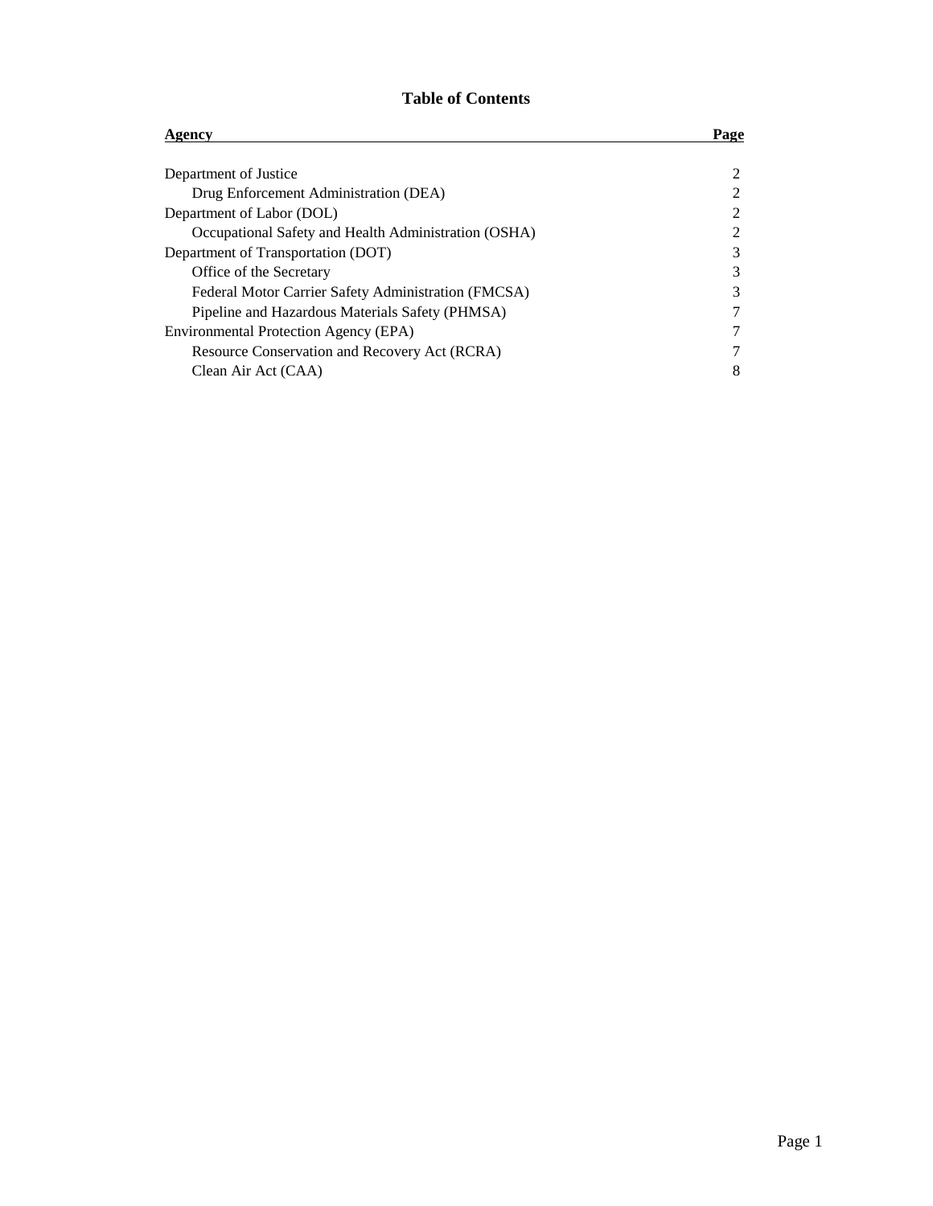# Table of Contents

| Agency | Page |
|---|---|
| Department of Justice | 2 |
| &nbsp;&nbsp;&nbsp;&nbsp;Drug Enforcement Administration (DEA) | 2 |
| Department of Labor (DOL) | 2 |
| &nbsp;&nbsp;&nbsp;&nbsp;Occupational Safety and Health Administration (OSHA) | 2 |
| Department of Transportation (DOT) | 3 |
| &nbsp;&nbsp;&nbsp;&nbsp;Office of the Secretary | 3 |
| &nbsp;&nbsp;&nbsp;&nbsp;Federal Motor Carrier Safety Administration (FMCSA) | 3 |
| &nbsp;&nbsp;&nbsp;&nbsp;Pipeline and Hazardous Materials Safety (PHMSA) | 7 |
| Environmental Protection Agency (EPA) | 7 |
| &nbsp;&nbsp;&nbsp;&nbsp;Resource Conservation and Recovery Act (RCRA) | 7 |
| &nbsp;&nbsp;&nbsp;&nbsp;Clean Air Act (CAA) | 8 |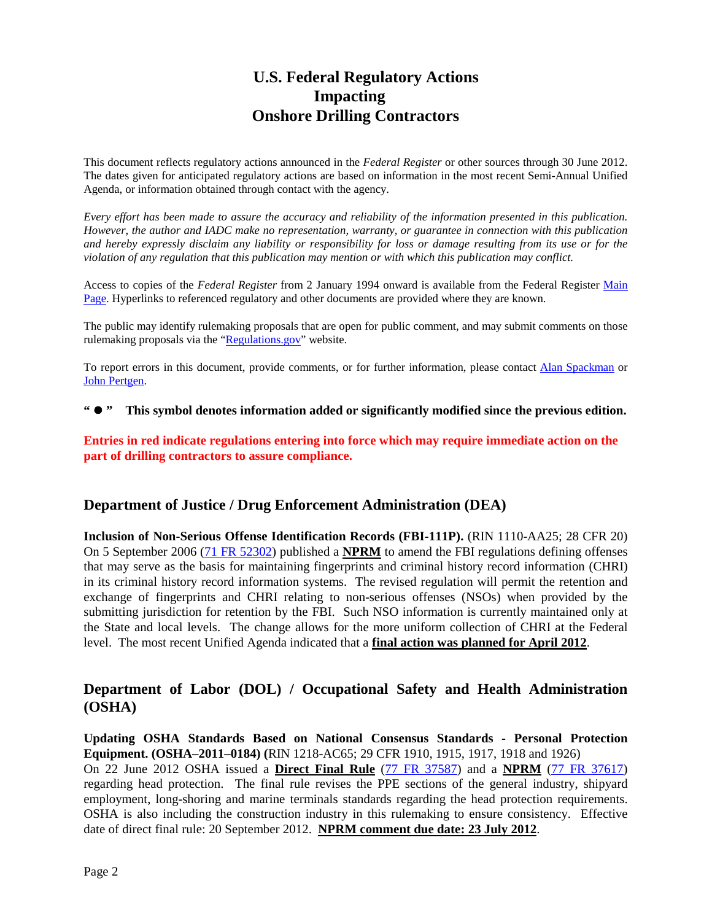# U.S. Federal Regulatory Actions Impacting Onshore Drilling Contractors

This document reflects regulatory actions announced in the *Federal Register* or other sources through 30 June 2012. The dates given for anticipated regulatory actions are based on information in the most recent Semi-Annual Unified Agenda, or information obtained through contact with the agency.

*Every effort has been made to assure the accuracy and reliability of the information presented in this publication. However, the author and IADC make no representation, warranty, or guarantee in connection with this publication and hereby expressly disclaim any liability or responsibility for loss or damage resulting from its use or for the violation of any regulation that this publication may mention or with which this publication may conflict.*

Access to copies of the *Federal Register* from 2 January 1994 onward is available from the Federal Register Main Page. Hyperlinks to referenced regulatory and other documents are provided where they are known.

The public may identify rulemaking proposals that are open for public comment, and may submit comments on those rulemaking proposals via the "Regulations.gov" website.

To report errors in this document, provide comments, or for further information, please contact Alan Spackman or John Pertgen.

**" ● " This symbol denotes information added or significantly modified since the previous edition.**

**Entries in red indicate regulations entering into force which may require immediate action on the part of drilling contractors to assure compliance.**

## Department of Justice / Drug Enforcement Administration (DEA)

**Inclusion of Non-Serious Offense Identification Records (FBI-111P).** (RIN 1110-AA25; 28 CFR 20) On 5 September 2006 (71 FR 52302) published a **NPRM** to amend the FBI regulations defining offenses that may serve as the basis for maintaining fingerprints and criminal history record information (CHRI) in its criminal history record information systems. The revised regulation will permit the retention and exchange of fingerprints and CHRI relating to non-serious offenses (NSOs) when provided by the submitting jurisdiction for retention by the FBI. Such NSO information is currently maintained only at the State and local levels. The change allows for the more uniform collection of CHRI at the Federal level. The most recent Unified Agenda indicated that a **final action was planned for April 2012**.

## Department of Labor (DOL) / Occupational Safety and Health Administration (OSHA)

**Updating OSHA Standards Based on National Consensus Standards - Personal Protection Equipment. (OSHA–2011–0184) (**RIN 1218-AC65; 29 CFR 1910, 1915, 1917, 1918 and 1926)
On 22 June 2012 OSHA issued a **Direct Final Rule** (77 FR 37587) and a **NPRM** (77 FR 37617) regarding head protection. The final rule revises the PPE sections of the general industry, shipyard employment, long-shoring and marine terminals standards regarding the head protection requirements. OSHA is also including the construction industry in this rulemaking to ensure consistency. Effective date of direct final rule: 20 September 2012. **NPRM comment due date: 23 July 2012**.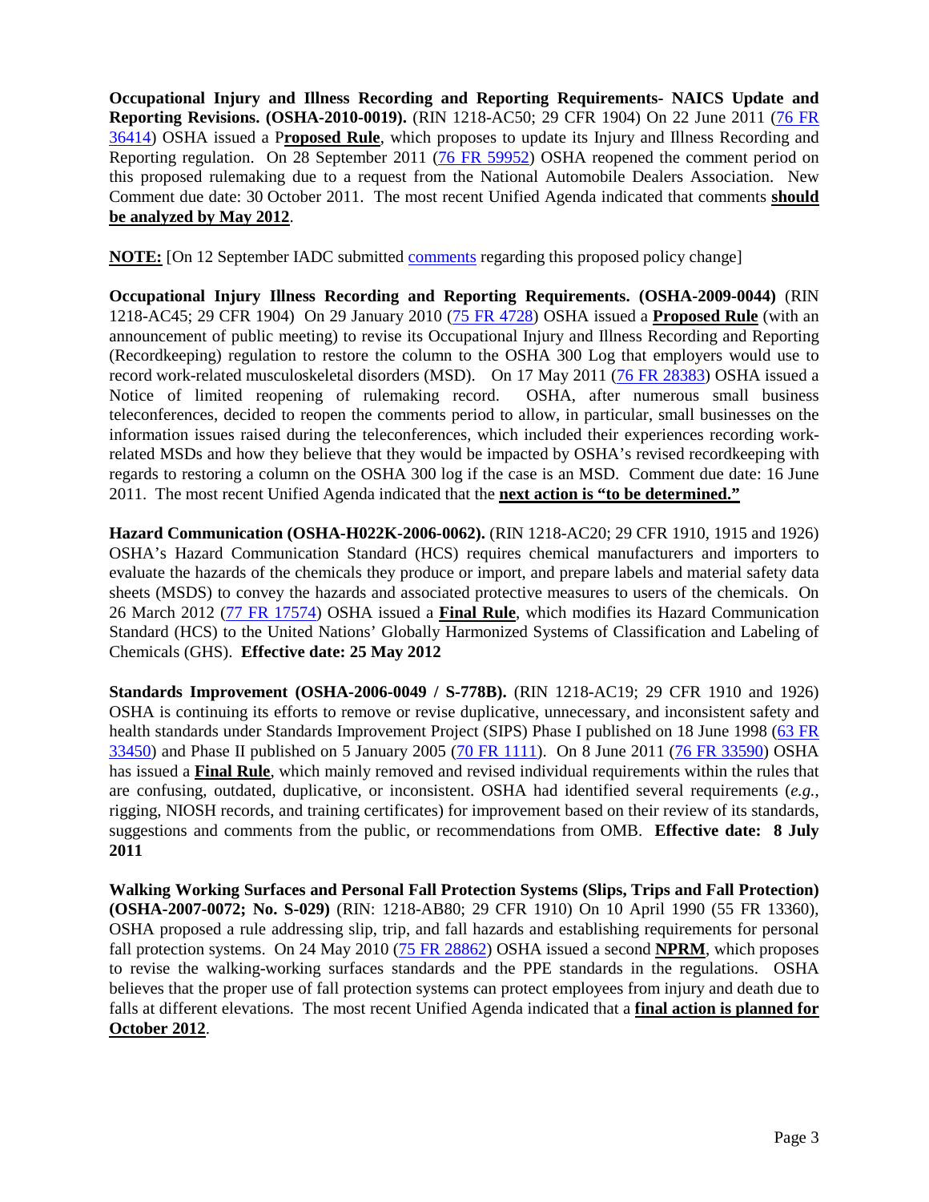**Occupational Injury and Illness Recording and Reporting Requirements- NAICS Update and Reporting Revisions. (OSHA-2010-0019).** (RIN 1218-AC50; 29 CFR 1904) On 22 June 2011 (76 FR 36414) OSHA issued a P**roposed Rule**, which proposes to update its Injury and Illness Recording and Reporting regulation. On 28 September 2011 (76 FR 59952) OSHA reopened the comment period on this proposed rulemaking due to a request from the National Automobile Dealers Association. New Comment due date: 30 October 2011. The most recent Unified Agenda indicated that comments **should be analyzed by May 2012**.

**NOTE:** [On 12 September IADC submitted comments regarding this proposed policy change]

**Occupational Injury Illness Recording and Reporting Requirements. (OSHA-2009-0044)** (RIN 1218-AC45; 29 CFR 1904) On 29 January 2010 (75 FR 4728) OSHA issued a **Proposed Rule** (with an announcement of public meeting) to revise its Occupational Injury and Illness Recording and Reporting (Recordkeeping) regulation to restore the column to the OSHA 300 Log that employers would use to record work-related musculoskeletal disorders (MSD). On 17 May 2011 (76 FR 28383) OSHA issued a Notice of limited reopening of rulemaking record. OSHA, after numerous small business teleconferences, decided to reopen the comments period to allow, in particular, small businesses on the information issues raised during the teleconferences, which included their experiences recording work-related MSDs and how they believe that they would be impacted by OSHA's revised recordkeeping with regards to restoring a column on the OSHA 300 log if the case is an MSD. Comment due date: 16 June 2011. The most recent Unified Agenda indicated that the **next action is "to be determined."**

**Hazard Communication (OSHA-H022K-2006-0062).** (RIN 1218-AC20; 29 CFR 1910, 1915 and 1926) OSHA's Hazard Communication Standard (HCS) requires chemical manufacturers and importers to evaluate the hazards of the chemicals they produce or import, and prepare labels and material safety data sheets (MSDS) to convey the hazards and associated protective measures to users of the chemicals. On 26 March 2012 (77 FR 17574) OSHA issued a **Final Rule**, which modifies its Hazard Communication Standard (HCS) to the United Nations' Globally Harmonized Systems of Classification and Labeling of Chemicals (GHS). **Effective date: 25 May 2012**

**Standards Improvement (OSHA-2006-0049 / S-778B).** (RIN 1218-AC19; 29 CFR 1910 and 1926) OSHA is continuing its efforts to remove or revise duplicative, unnecessary, and inconsistent safety and health standards under Standards Improvement Project (SIPS) Phase I published on 18 June 1998 (63 FR 33450) and Phase II published on 5 January 2005 (70 FR 1111). On 8 June 2011 (76 FR 33590) OSHA has issued a **Final Rule**, which mainly removed and revised individual requirements within the rules that are confusing, outdated, duplicative, or inconsistent. OSHA had identified several requirements (*e.g.*, rigging, NIOSH records, and training certificates) for improvement based on their review of its standards, suggestions and comments from the public, or recommendations from OMB. **Effective date: 8 July 2011**

**Walking Working Surfaces and Personal Fall Protection Systems (Slips, Trips and Fall Protection) (OSHA-2007-0072; No. S-029)** (RIN: 1218-AB80; 29 CFR 1910) On 10 April 1990 (55 FR 13360), OSHA proposed a rule addressing slip, trip, and fall hazards and establishing requirements for personal fall protection systems. On 24 May 2010 (75 FR 28862) OSHA issued a second **NPRM**, which proposes to revise the walking-working surfaces standards and the PPE standards in the regulations. OSHA believes that the proper use of fall protection systems can protect employees from injury and death due to falls at different elevations. The most recent Unified Agenda indicated that a **final action is planned for October 2012**.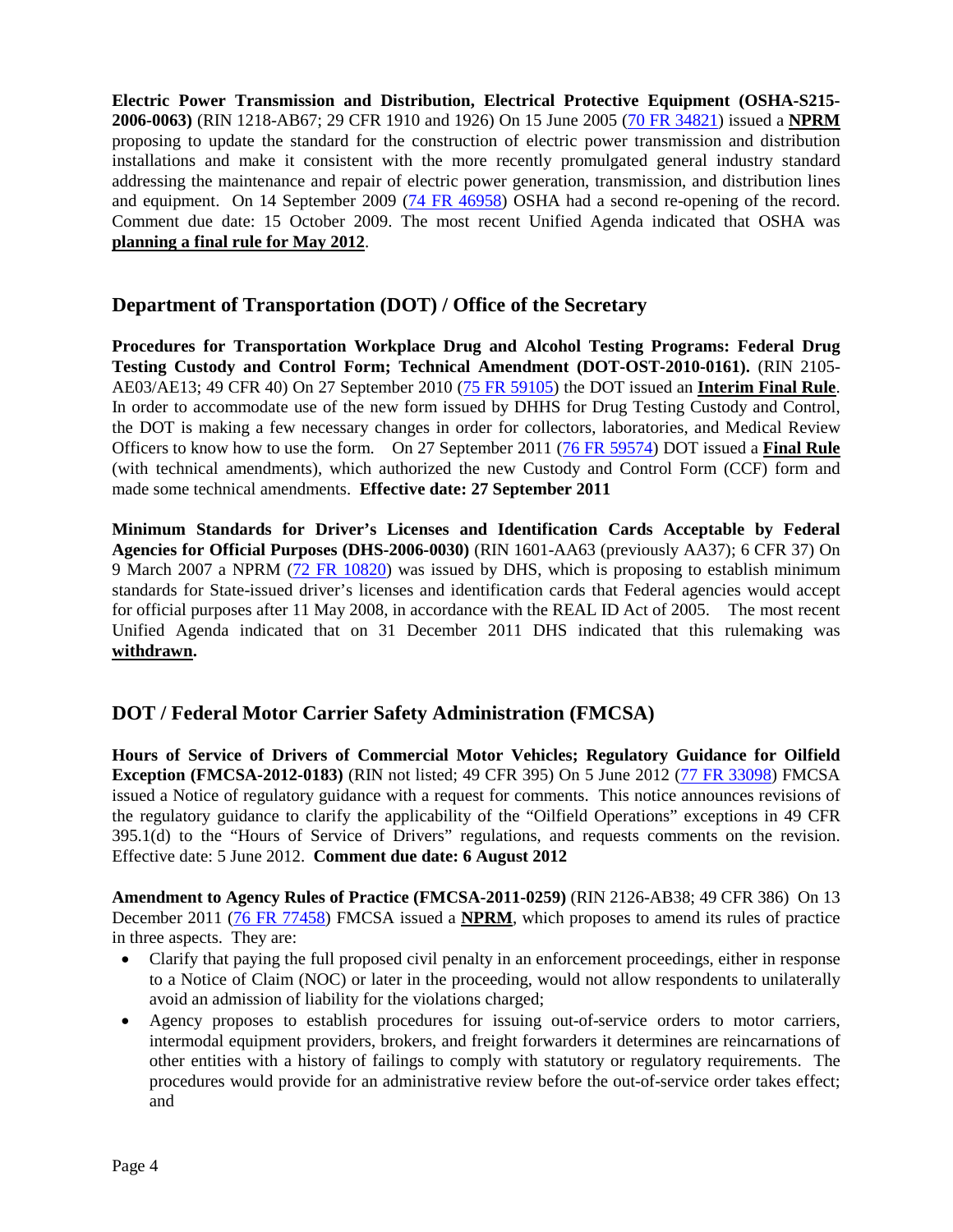**Electric Power Transmission and Distribution, Electrical Protective Equipment (OSHA-S215-2006-0063)** (RIN 1218-AB67; 29 CFR 1910 and 1926) On 15 June 2005 ([70 FR 34821]) issued a **NPRM** proposing to update the standard for the construction of electric power transmission and distribution installations and make it consistent with the more recently promulgated general industry standard addressing the maintenance and repair of electric power generation, transmission, and distribution lines and equipment. On 14 September 2009 ([74 FR 46958]) OSHA had a second re-opening of the record. Comment due date: 15 October 2009. The most recent Unified Agenda indicated that OSHA was **planning a final rule for May 2012**.

## Department of Transportation (DOT) / Office of the Secretary

**Procedures for Transportation Workplace Drug and Alcohol Testing Programs: Federal Drug Testing Custody and Control Form; Technical Amendment (DOT-OST-2010-0161).** (RIN 2105-AE03/AE13; 49 CFR 40) On 27 September 2010 ([75 FR 59105]) the DOT issued an **Interim Final Rule**. In order to accommodate use of the new form issued by DHHS for Drug Testing Custody and Control, the DOT is making a few necessary changes in order for collectors, laboratories, and Medical Review Officers to know how to use the form. On 27 September 2011 ([76 FR 59574]) DOT issued a **Final Rule** (with technical amendments), which authorized the new Custody and Control Form (CCF) form and made some technical amendments. **Effective date: 27 September 2011**

**Minimum Standards for Driver's Licenses and Identification Cards Acceptable by Federal Agencies for Official Purposes (DHS-2006-0030)** (RIN 1601-AA63 (previously AA37); 6 CFR 37) On 9 March 2007 a NPRM ([72 FR 10820]) was issued by DHS, which is proposing to establish minimum standards for State-issued driver's licenses and identification cards that Federal agencies would accept for official purposes after 11 May 2008, in accordance with the REAL ID Act of 2005. The most recent Unified Agenda indicated that on 31 December 2011 DHS indicated that this rulemaking was **withdrawn.**

## DOT / Federal Motor Carrier Safety Administration (FMCSA)

**Hours of Service of Drivers of Commercial Motor Vehicles; Regulatory Guidance for Oilfield Exception (FMCSA-2012-0183)** (RIN not listed; 49 CFR 395) On 5 June 2012 ([77 FR 33098]) FMCSA issued a Notice of regulatory guidance with a request for comments. This notice announces revisions of the regulatory guidance to clarify the applicability of the "Oilfield Operations" exceptions in 49 CFR 395.1(d) to the "Hours of Service of Drivers" regulations, and requests comments on the revision. Effective date: 5 June 2012. **Comment due date: 6 August 2012**

**Amendment to Agency Rules of Practice (FMCSA-2011-0259)** (RIN 2126-AB38; 49 CFR 386) On 13 December 2011 ([76 FR 77458]) FMCSA issued a **NPRM**, which proposes to amend its rules of practice in three aspects. They are:

- Clarify that paying the full proposed civil penalty in an enforcement proceedings, either in response to a Notice of Claim (NOC) or later in the proceeding, would not allow respondents to unilaterally avoid an admission of liability for the violations charged;
- Agency proposes to establish procedures for issuing out-of-service orders to motor carriers, intermodal equipment providers, brokers, and freight forwarders it determines are reincarnations of other entities with a history of failings to comply with statutory or regulatory requirements. The procedures would provide for an administrative review before the out-of-service order takes effect; and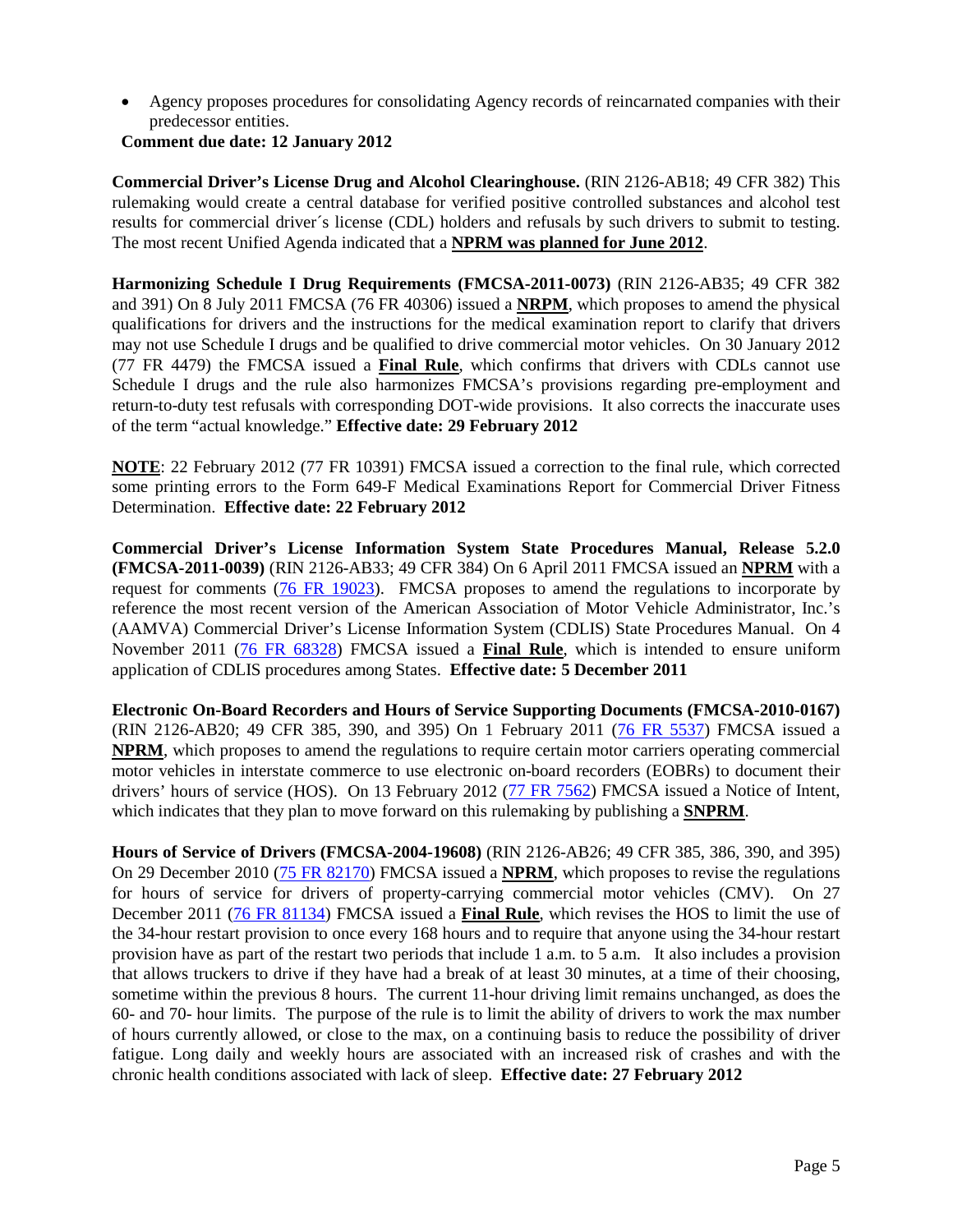- Agency proposes procedures for consolidating Agency records of reincarnated companies with their predecessor entities.

**Comment due date: 12 January 2012**

**Commercial Driver's License Drug and Alcohol Clearinghouse.** (RIN 2126-AB18; 49 CFR 382) This rulemaking would create a central database for verified positive controlled substances and alcohol test results for commercial driver´s license (CDL) holders and refusals by such drivers to submit to testing. The most recent Unified Agenda indicated that a **NPRM was planned for June 2012**.

**Harmonizing Schedule I Drug Requirements (FMCSA-2011-0073)** (RIN 2126-AB35; 49 CFR 382 and 391) On 8 July 2011 FMCSA (76 FR 40306) issued a **NRPM**, which proposes to amend the physical qualifications for drivers and the instructions for the medical examination report to clarify that drivers may not use Schedule I drugs and be qualified to drive commercial motor vehicles. On 30 January 2012 (77 FR 4479) the FMCSA issued a **Final Rule**, which confirms that drivers with CDLs cannot use Schedule I drugs and the rule also harmonizes FMCSA's provisions regarding pre-employment and return-to-duty test refusals with corresponding DOT-wide provisions. It also corrects the inaccurate uses of the term "actual knowledge." **Effective date: 29 February 2012**

**NOTE**: 22 February 2012 (77 FR 10391) FMCSA issued a correction to the final rule, which corrected some printing errors to the Form 649-F Medical Examinations Report for Commercial Driver Fitness Determination. **Effective date: 22 February 2012**

**Commercial Driver's License Information System State Procedures Manual, Release 5.2.0 (FMCSA-2011-0039)** (RIN 2126-AB33; 49 CFR 384) On 6 April 2011 FMCSA issued an **NPRM** with a request for comments (76 FR 19023). FMCSA proposes to amend the regulations to incorporate by reference the most recent version of the American Association of Motor Vehicle Administrator, Inc.'s (AAMVA) Commercial Driver's License Information System (CDLIS) State Procedures Manual. On 4 November 2011 (76 FR 68328) FMCSA issued a **Final Rule**, which is intended to ensure uniform application of CDLIS procedures among States. **Effective date: 5 December 2011**

**Electronic On-Board Recorders and Hours of Service Supporting Documents (FMCSA-2010-0167)** (RIN 2126-AB20; 49 CFR 385, 390, and 395) On 1 February 2011 (76 FR 5537) FMCSA issued a **NPRM**, which proposes to amend the regulations to require certain motor carriers operating commercial motor vehicles in interstate commerce to use electronic on-board recorders (EOBRs) to document their drivers' hours of service (HOS). On 13 February 2012 (77 FR 7562) FMCSA issued a Notice of Intent, which indicates that they plan to move forward on this rulemaking by publishing a **SNPRM**.

**Hours of Service of Drivers (FMCSA-2004-19608)** (RIN 2126-AB26; 49 CFR 385, 386, 390, and 395) On 29 December 2010 (75 FR 82170) FMCSA issued a **NPRM**, which proposes to revise the regulations for hours of service for drivers of property-carrying commercial motor vehicles (CMV). On 27 December 2011 (76 FR 81134) FMCSA issued a **Final Rule**, which revises the HOS to limit the use of the 34-hour restart provision to once every 168 hours and to require that anyone using the 34-hour restart provision have as part of the restart two periods that include 1 a.m. to 5 a.m. It also includes a provision that allows truckers to drive if they have had a break of at least 30 minutes, at a time of their choosing, sometime within the previous 8 hours. The current 11-hour driving limit remains unchanged, as does the 60- and 70- hour limits. The purpose of the rule is to limit the ability of drivers to work the max number of hours currently allowed, or close to the max, on a continuing basis to reduce the possibility of driver fatigue. Long daily and weekly hours are associated with an increased risk of crashes and with the chronic health conditions associated with lack of sleep. **Effective date: 27 February 2012**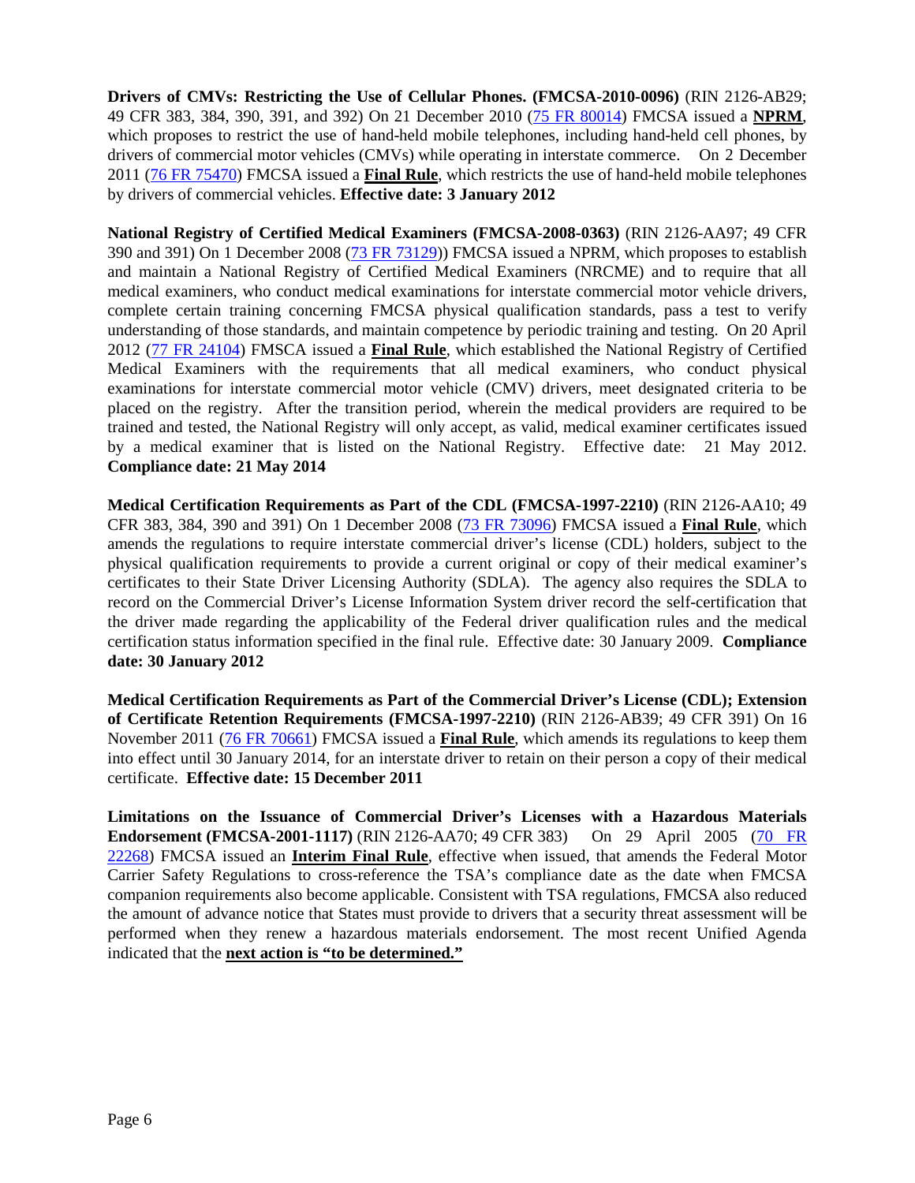**Drivers of CMVs: Restricting the Use of Cellular Phones. (FMCSA-2010-0096)** (RIN 2126-AB29; 49 CFR 383, 384, 390, 391, and 392) On 21 December 2010 ([75 FR 80014]()) FMCSA issued a **NPRM**, which proposes to restrict the use of hand-held mobile telephones, including hand-held cell phones, by drivers of commercial motor vehicles (CMVs) while operating in interstate commerce. On 2 December 2011 ([76 FR 75470]()) FMCSA issued a **Final Rule**, which restricts the use of hand-held mobile telephones by drivers of commercial vehicles. **Effective date: 3 January 2012**

**National Registry of Certified Medical Examiners (FMCSA-2008-0363)** (RIN 2126-AA97; 49 CFR 390 and 391) On 1 December 2008 ([73 FR 73129]())) FMCSA issued a NPRM, which proposes to establish and maintain a National Registry of Certified Medical Examiners (NRCME) and to require that all medical examiners, who conduct medical examinations for interstate commercial motor vehicle drivers, complete certain training concerning FMCSA physical qualification standards, pass a test to verify understanding of those standards, and maintain competence by periodic training and testing. On 20 April 2012 ([77 FR 24104]()) FMSCA issued a **Final Rule**, which established the National Registry of Certified Medical Examiners with the requirements that all medical examiners, who conduct physical examinations for interstate commercial motor vehicle (CMV) drivers, meet designated criteria to be placed on the registry. After the transition period, wherein the medical providers are required to be trained and tested, the National Registry will only accept, as valid, medical examiner certificates issued by a medical examiner that is listed on the National Registry. Effective date: 21 May 2012. **Compliance date: 21 May 2014**

**Medical Certification Requirements as Part of the CDL (FMCSA-1997-2210)** (RIN 2126-AA10; 49 CFR 383, 384, 390 and 391) On 1 December 2008 ([73 FR 73096]()) FMCSA issued a **Final Rule**, which amends the regulations to require interstate commercial driver's license (CDL) holders, subject to the physical qualification requirements to provide a current original or copy of their medical examiner's certificates to their State Driver Licensing Authority (SDLA). The agency also requires the SDLA to record on the Commercial Driver's License Information System driver record the self-certification that the driver made regarding the applicability of the Federal driver qualification rules and the medical certification status information specified in the final rule. Effective date: 30 January 2009. **Compliance date: 30 January 2012**

**Medical Certification Requirements as Part of the Commercial Driver's License (CDL); Extension of Certificate Retention Requirements (FMCSA-1997-2210)** (RIN 2126-AB39; 49 CFR 391) On 16 November 2011 ([76 FR 70661]()) FMCSA issued a **Final Rule**, which amends its regulations to keep them into effect until 30 January 2014, for an interstate driver to retain on their person a copy of their medical certificate. **Effective date: 15 December 2011**

**Limitations on the Issuance of Commercial Driver's Licenses with a Hazardous Materials Endorsement (FMCSA-2001-1117)** (RIN 2126-AA70; 49 CFR 383) On 29 April 2005 ([70 FR 22268]()) FMCSA issued an **Interim Final Rule**, effective when issued, that amends the Federal Motor Carrier Safety Regulations to cross-reference the TSA's compliance date as the date when FMCSA companion requirements also become applicable. Consistent with TSA regulations, FMCSA also reduced the amount of advance notice that States must provide to drivers that a security threat assessment will be performed when they renew a hazardous materials endorsement. The most recent Unified Agenda indicated that the **next action is "to be determined."**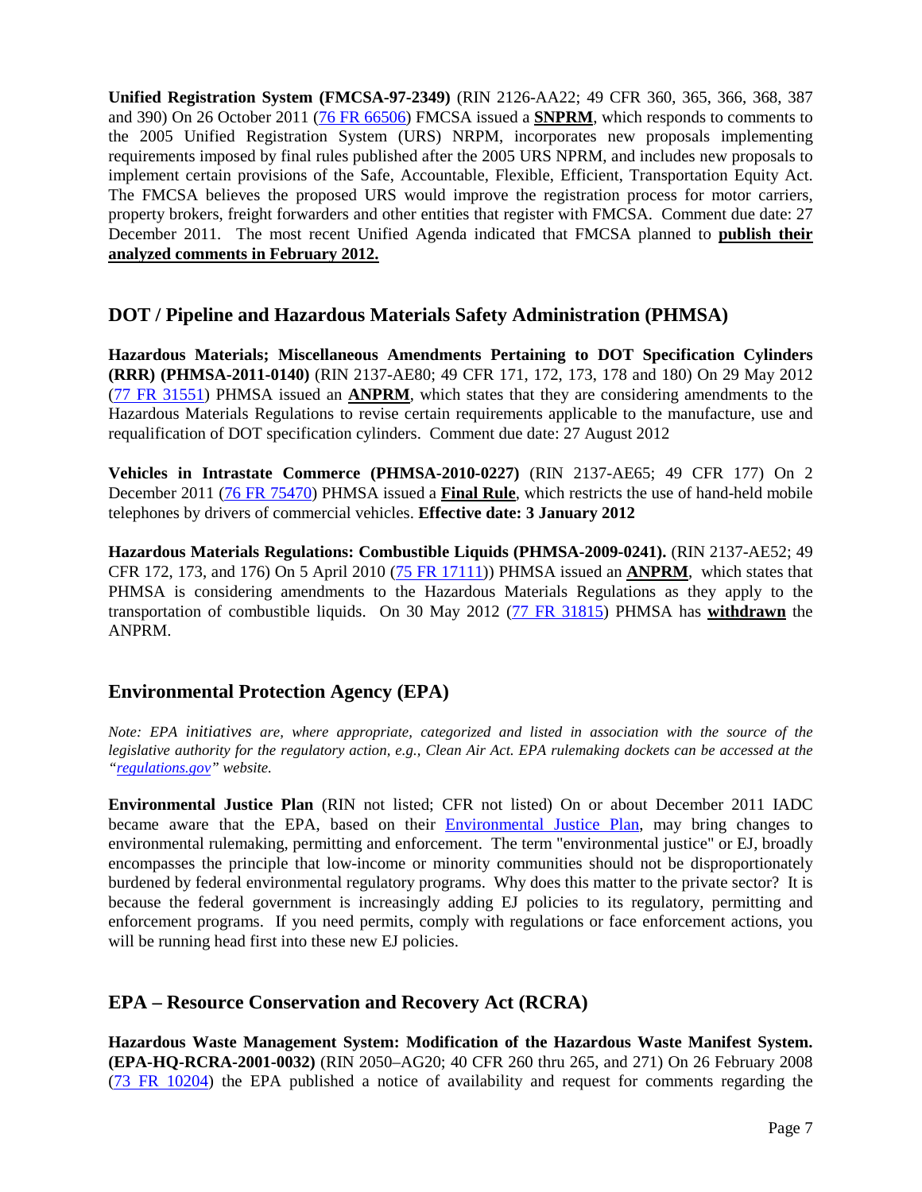**Unified Registration System (FMCSA-97-2349)** (RIN 2126-AA22; 49 CFR 360, 365, 366, 368, 387 and 390) On 26 October 2011 (76 FR 66506) FMCSA issued a **SNPRM**, which responds to comments to the 2005 Unified Registration System (URS) NRPM, incorporates new proposals implementing requirements imposed by final rules published after the 2005 URS NPRM, and includes new proposals to implement certain provisions of the Safe, Accountable, Flexible, Efficient, Transportation Equity Act. The FMCSA believes the proposed URS would improve the registration process for motor carriers, property brokers, freight forwarders and other entities that register with FMCSA. Comment due date: 27 December 2011. The most recent Unified Agenda indicated that FMCSA planned to **publish their analyzed comments in February 2012.**

## DOT / Pipeline and Hazardous Materials Safety Administration (PHMSA)

**Hazardous Materials; Miscellaneous Amendments Pertaining to DOT Specification Cylinders (RRR) (PHMSA-2011-0140)** (RIN 2137-AE80; 49 CFR 171, 172, 173, 178 and 180) On 29 May 2012 (77 FR 31551) PHMSA issued an **ANPRM**, which states that they are considering amendments to the Hazardous Materials Regulations to revise certain requirements applicable to the manufacture, use and requalification of DOT specification cylinders. Comment due date: 27 August 2012

**Vehicles in Intrastate Commerce (PHMSA-2010-0227)** (RIN 2137-AE65; 49 CFR 177) On 2 December 2011 (76 FR 75470) PHMSA issued a **Final Rule**, which restricts the use of hand-held mobile telephones by drivers of commercial vehicles. **Effective date: 3 January 2012**

**Hazardous Materials Regulations: Combustible Liquids (PHMSA-2009-0241).** (RIN 2137-AE52; 49 CFR 172, 173, and 176) On 5 April 2010 (75 FR 17111)) PHMSA issued an **ANPRM**, which states that PHMSA is considering amendments to the Hazardous Materials Regulations as they apply to the transportation of combustible liquids. On 30 May 2012 (77 FR 31815) PHMSA has **withdrawn** the ANPRM.

## Environmental Protection Agency (EPA)

*Note: EPA initiatives are, where appropriate, categorized and listed in association with the source of the legislative authority for the regulatory action, e.g., Clean Air Act. EPA rulemaking dockets can be accessed at the "regulations.gov" website.*

**Environmental Justice Plan** (RIN not listed; CFR not listed) On or about December 2011 IADC became aware that the EPA, based on their Environmental Justice Plan, may bring changes to environmental rulemaking, permitting and enforcement. The term "environmental justice" or EJ, broadly encompasses the principle that low-income or minority communities should not be disproportionately burdened by federal environmental regulatory programs. Why does this matter to the private sector? It is because the federal government is increasingly adding EJ policies to its regulatory, permitting and enforcement programs. If you need permits, comply with regulations or face enforcement actions, you will be running head first into these new EJ policies.

## EPA – Resource Conservation and Recovery Act (RCRA)

**Hazardous Waste Management System: Modification of the Hazardous Waste Manifest System. (EPA-HQ-RCRA-2001-0032)** (RIN 2050–AG20; 40 CFR 260 thru 265, and 271) On 26 February 2008 (73 FR 10204) the EPA published a notice of availability and request for comments regarding the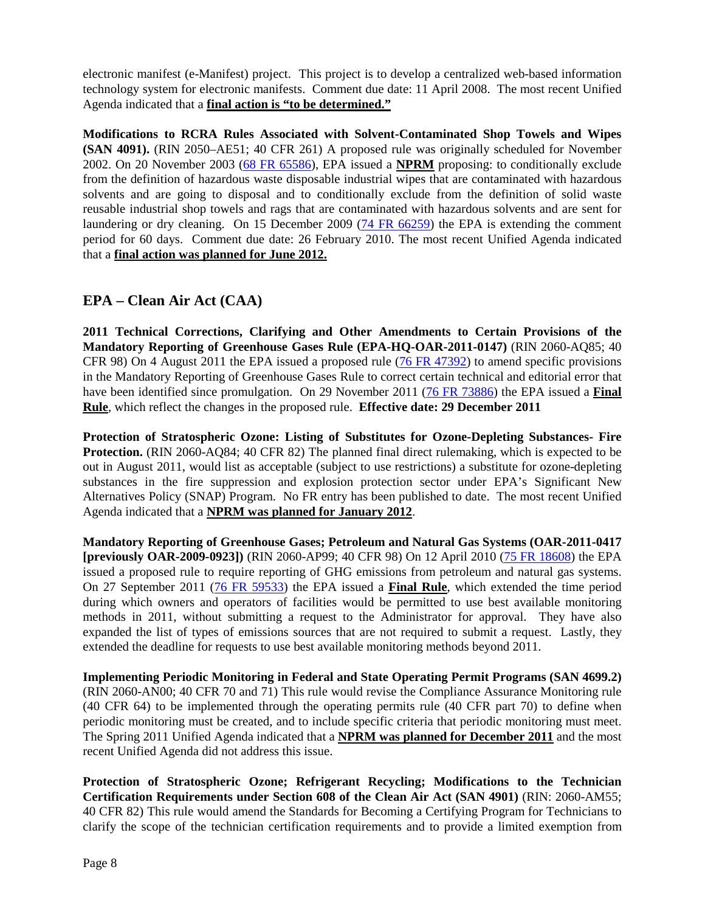electronic manifest (e-Manifest) project. This project is to develop a centralized web-based information technology system for electronic manifests. Comment due date: 11 April 2008. The most recent Unified Agenda indicated that a **final action is "to be determined."**

**Modifications to RCRA Rules Associated with Solvent-Contaminated Shop Towels and Wipes (SAN 4091).** (RIN 2050–AE51; 40 CFR 261) A proposed rule was originally scheduled for November 2002. On 20 November 2003 (68 FR 65586), EPA issued a **NPRM** proposing: to conditionally exclude from the definition of hazardous waste disposable industrial wipes that are contaminated with hazardous solvents and are going to disposal and to conditionally exclude from the definition of solid waste reusable industrial shop towels and rags that are contaminated with hazardous solvents and are sent for laundering or dry cleaning. On 15 December 2009 (74 FR 66259) the EPA is extending the comment period for 60 days. Comment due date: 26 February 2010. The most recent Unified Agenda indicated that a **final action was planned for June 2012.**

## EPA – Clean Air Act (CAA)

**2011 Technical Corrections, Clarifying and Other Amendments to Certain Provisions of the Mandatory Reporting of Greenhouse Gases Rule (EPA-HQ-OAR-2011-0147)** (RIN 2060-AQ85; 40 CFR 98) On 4 August 2011 the EPA issued a proposed rule (76 FR 47392) to amend specific provisions in the Mandatory Reporting of Greenhouse Gases Rule to correct certain technical and editorial error that have been identified since promulgation. On 29 November 2011 (76 FR 73886) the EPA issued a **Final Rule**, which reflect the changes in the proposed rule. **Effective date: 29 December 2011**

**Protection of Stratospheric Ozone: Listing of Substitutes for Ozone-Depleting Substances- Fire Protection.** (RIN 2060-AQ84; 40 CFR 82) The planned final direct rulemaking, which is expected to be out in August 2011, would list as acceptable (subject to use restrictions) a substitute for ozone-depleting substances in the fire suppression and explosion protection sector under EPA's Significant New Alternatives Policy (SNAP) Program. No FR entry has been published to date. The most recent Unified Agenda indicated that a **NPRM was planned for January 2012**.

**Mandatory Reporting of Greenhouse Gases; Petroleum and Natural Gas Systems (OAR-2011-0417 [previously OAR-2009-0923])** (RIN 2060-AP99; 40 CFR 98) On 12 April 2010 (75 FR 18608) the EPA issued a proposed rule to require reporting of GHG emissions from petroleum and natural gas systems. On 27 September 2011 (76 FR 59533) the EPA issued a **Final Rule**, which extended the time period during which owners and operators of facilities would be permitted to use best available monitoring methods in 2011, without submitting a request to the Administrator for approval. They have also expanded the list of types of emissions sources that are not required to submit a request. Lastly, they extended the deadline for requests to use best available monitoring methods beyond 2011.

**Implementing Periodic Monitoring in Federal and State Operating Permit Programs (SAN 4699.2)** (RIN 2060-AN00; 40 CFR 70 and 71) This rule would revise the Compliance Assurance Monitoring rule (40 CFR 64) to be implemented through the operating permits rule (40 CFR part 70) to define when periodic monitoring must be created, and to include specific criteria that periodic monitoring must meet. The Spring 2011 Unified Agenda indicated that a **NPRM was planned for December 2011** and the most recent Unified Agenda did not address this issue.

**Protection of Stratospheric Ozone; Refrigerant Recycling; Modifications to the Technician Certification Requirements under Section 608 of the Clean Air Act (SAN 4901)** (RIN: 2060-AM55; 40 CFR 82) This rule would amend the Standards for Becoming a Certifying Program for Technicians to clarify the scope of the technician certification requirements and to provide a limited exemption from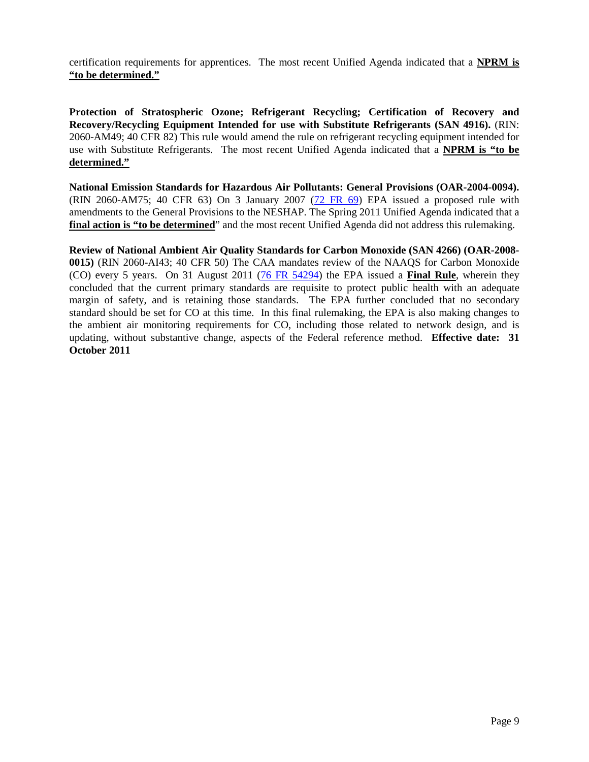certification requirements for apprentices. The most recent Unified Agenda indicated that a **NPRM is "to be determined."**

**Protection of Stratospheric Ozone; Refrigerant Recycling; Certification of Recovery and Recovery/Recycling Equipment Intended for use with Substitute Refrigerants (SAN 4916).** (RIN: 2060-AM49; 40 CFR 82) This rule would amend the rule on refrigerant recycling equipment intended for use with Substitute Refrigerants. The most recent Unified Agenda indicated that a **NPRM is "to be determined."**

**National Emission Standards for Hazardous Air Pollutants: General Provisions (OAR-2004-0094).** (RIN 2060-AM75; 40 CFR 63) On 3 January 2007 (72 FR 69) EPA issued a proposed rule with amendments to the General Provisions to the NESHAP. The Spring 2011 Unified Agenda indicated that a **final action is "to be determined**" and the most recent Unified Agenda did not address this rulemaking.

**Review of National Ambient Air Quality Standards for Carbon Monoxide (SAN 4266) (OAR-2008-0015)** (RIN 2060-AI43; 40 CFR 50) The CAA mandates review of the NAAQS for Carbon Monoxide (CO) every 5 years. On 31 August 2011 (76 FR 54294) the EPA issued a **Final Rule**, wherein they concluded that the current primary standards are requisite to protect public health with an adequate margin of safety, and is retaining those standards. The EPA further concluded that no secondary standard should be set for CO at this time. In this final rulemaking, the EPA is also making changes to the ambient air monitoring requirements for CO, including those related to network design, and is updating, without substantive change, aspects of the Federal reference method. **Effective date: 31 October 2011**